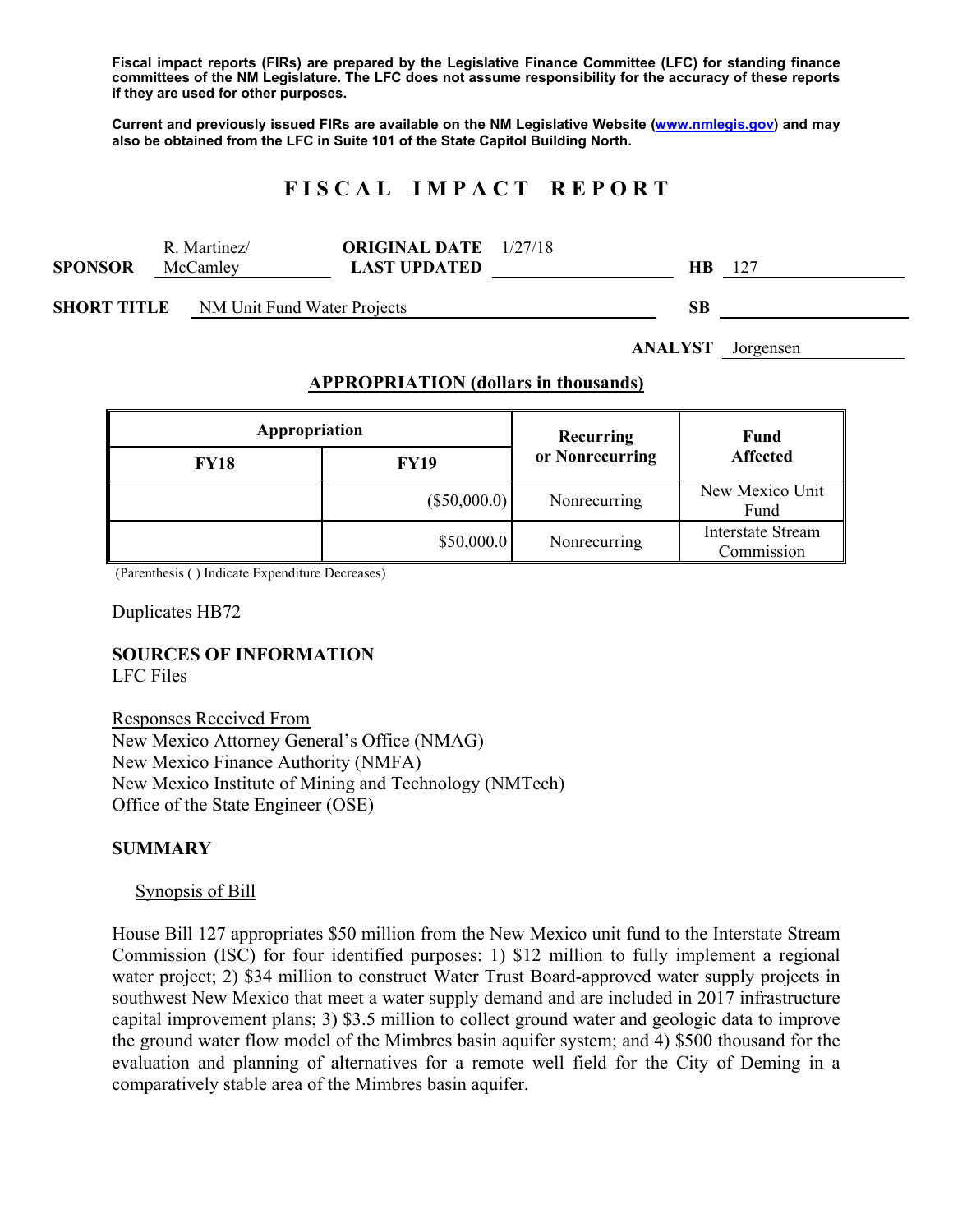**Fiscal impact reports (FIRs) are prepared by the Legislative Finance Committee (LFC) for standing finance committees of the NM Legislature. The LFC does not assume responsibility for the accuracy of these reports if they are used for other purposes.**

**Current and previously issued FIRs are available on the NM Legislative Website (www.nmlegis.gov) and may also be obtained from the LFC in Suite 101 of the State Capitol Building North.**

# FISCAL IMPACT REPORT

**SPONSOR** R. Martinez/ McCamley **ORIGINAL DATE** 1/27/18 **LAST UPDATED** **HB** 127

**SHORT TITLE** NM Unit Fund Water Projects **SB**

**ANALYST** Jorgensen

**APPROPRIATION (dollars in thousands)**

| Appropriation | | Recurring or Nonrecurring | Fund Affected |
|---|---|---|---|
| FY18 | FY19 | | |
| | ($50,000.0) | Nonrecurring | New Mexico Unit Fund |
| | $50,000.0 | Nonrecurring | Interstate Stream Commission |

(Parenthesis ( ) Indicate Expenditure Decreases)

Duplicates HB72

**SOURCES OF INFORMATION**
LFC Files

Responses Received From
New Mexico Attorney General's Office (NMAG)
New Mexico Finance Authority (NMFA)
New Mexico Institute of Mining and Technology (NMTech)
Office of the State Engineer (OSE)

**SUMMARY**

Synopsis of Bill

House Bill 127 appropriates $50 million from the New Mexico unit fund to the Interstate Stream Commission (ISC) for four identified purposes: 1) $12 million to fully implement a regional water project; 2) $34 million to construct Water Trust Board-approved water supply projects in southwest New Mexico that meet a water supply demand and are included in 2017 infrastructure capital improvement plans; 3) $3.5 million to collect ground water and geologic data to improve the ground water flow model of the Mimbres basin aquifer system; and 4) $500 thousand for the evaluation and planning of alternatives for a remote well field for the City of Deming in a comparatively stable area of the Mimbres basin aquifer.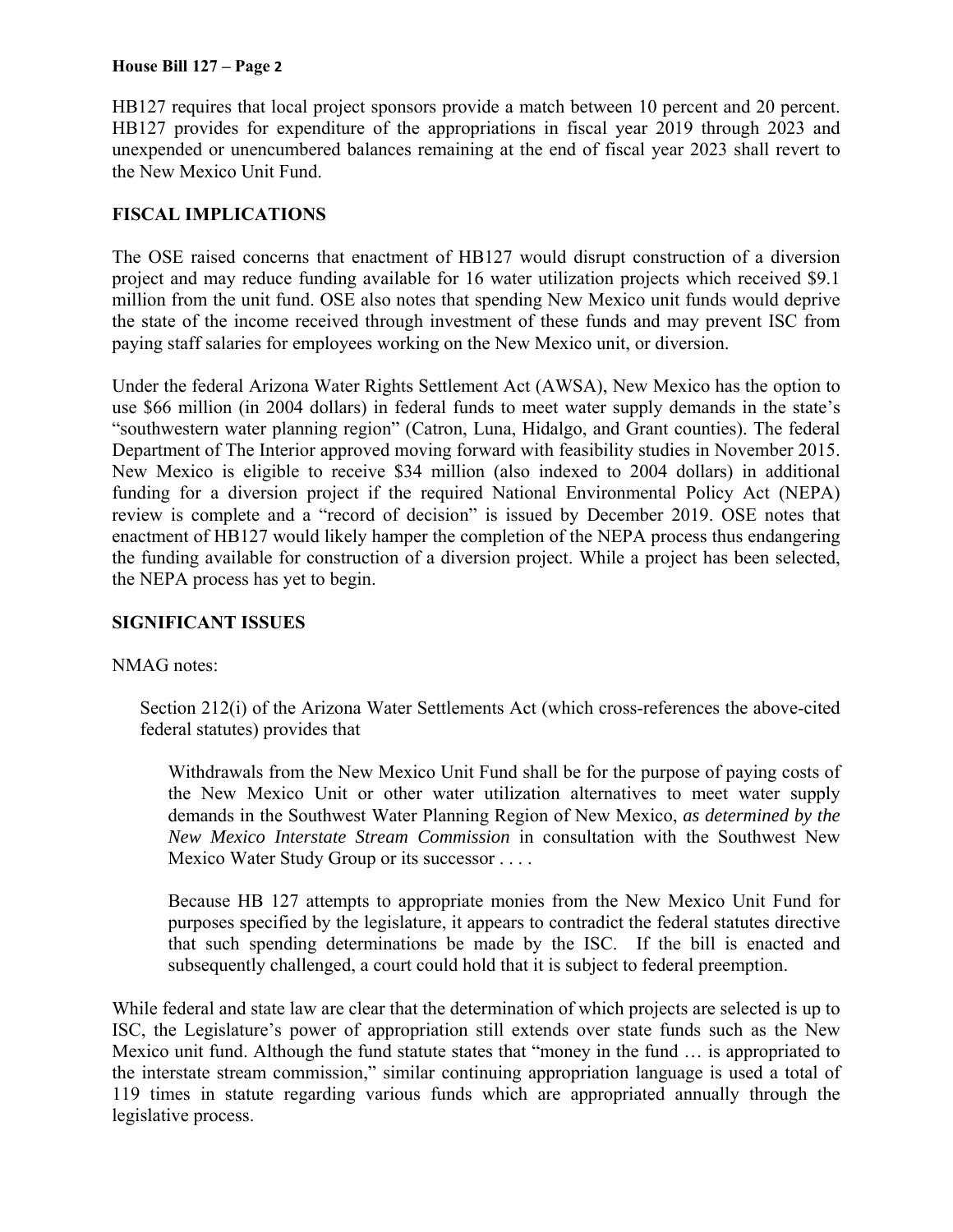HB127 requires that local project sponsors provide a match between 10 percent and 20 percent. HB127 provides for expenditure of the appropriations in fiscal year 2019 through 2023 and unexpended or unencumbered balances remaining at the end of fiscal year 2023 shall revert to the New Mexico Unit Fund.

**FISCAL IMPLICATIONS**

The OSE raised concerns that enactment of HB127 would disrupt construction of a diversion project and may reduce funding available for 16 water utilization projects which received $9.1 million from the unit fund. OSE also notes that spending New Mexico unit funds would deprive the state of the income received through investment of these funds and may prevent ISC from paying staff salaries for employees working on the New Mexico unit, or diversion.

Under the federal Arizona Water Rights Settlement Act (AWSA), New Mexico has the option to use $66 million (in 2004 dollars) in federal funds to meet water supply demands in the state's "southwestern water planning region" (Catron, Luna, Hidalgo, and Grant counties). The federal Department of The Interior approved moving forward with feasibility studies in November 2015. New Mexico is eligible to receive $34 million (also indexed to 2004 dollars) in additional funding for a diversion project if the required National Environmental Policy Act (NEPA) review is complete and a "record of decision" is issued by December 2019. OSE notes that enactment of HB127 would likely hamper the completion of the NEPA process thus endangering the funding available for construction of a diversion project. While a project has been selected, the NEPA process has yet to begin.

**SIGNIFICANT ISSUES**

NMAG notes:

> Section 212(i) of the Arizona Water Settlements Act (which cross-references the above-cited federal statutes) provides that
>
> > Withdrawals from the New Mexico Unit Fund shall be for the purpose of paying costs of the New Mexico Unit or other water utilization alternatives to meet water supply demands in the Southwest Water Planning Region of New Mexico, *as determined by the New Mexico Interstate Stream Commission* in consultation with the Southwest New Mexico Water Study Group or its successor . . . .
>
> Because HB 127 attempts to appropriate monies from the New Mexico Unit Fund for purposes specified by the legislature, it appears to contradict the federal statutes directive that such spending determinations be made by the ISC. If the bill is enacted and subsequently challenged, a court could hold that it is subject to federal preemption.

While federal and state law are clear that the determination of which projects are selected is up to ISC, the Legislature's power of appropriation still extends over state funds such as the New Mexico unit fund. Although the fund statute states that "money in the fund … is appropriated to the interstate stream commission," similar continuing appropriation language is used a total of 119 times in statute regarding various funds which are appropriated annually through the legislative process.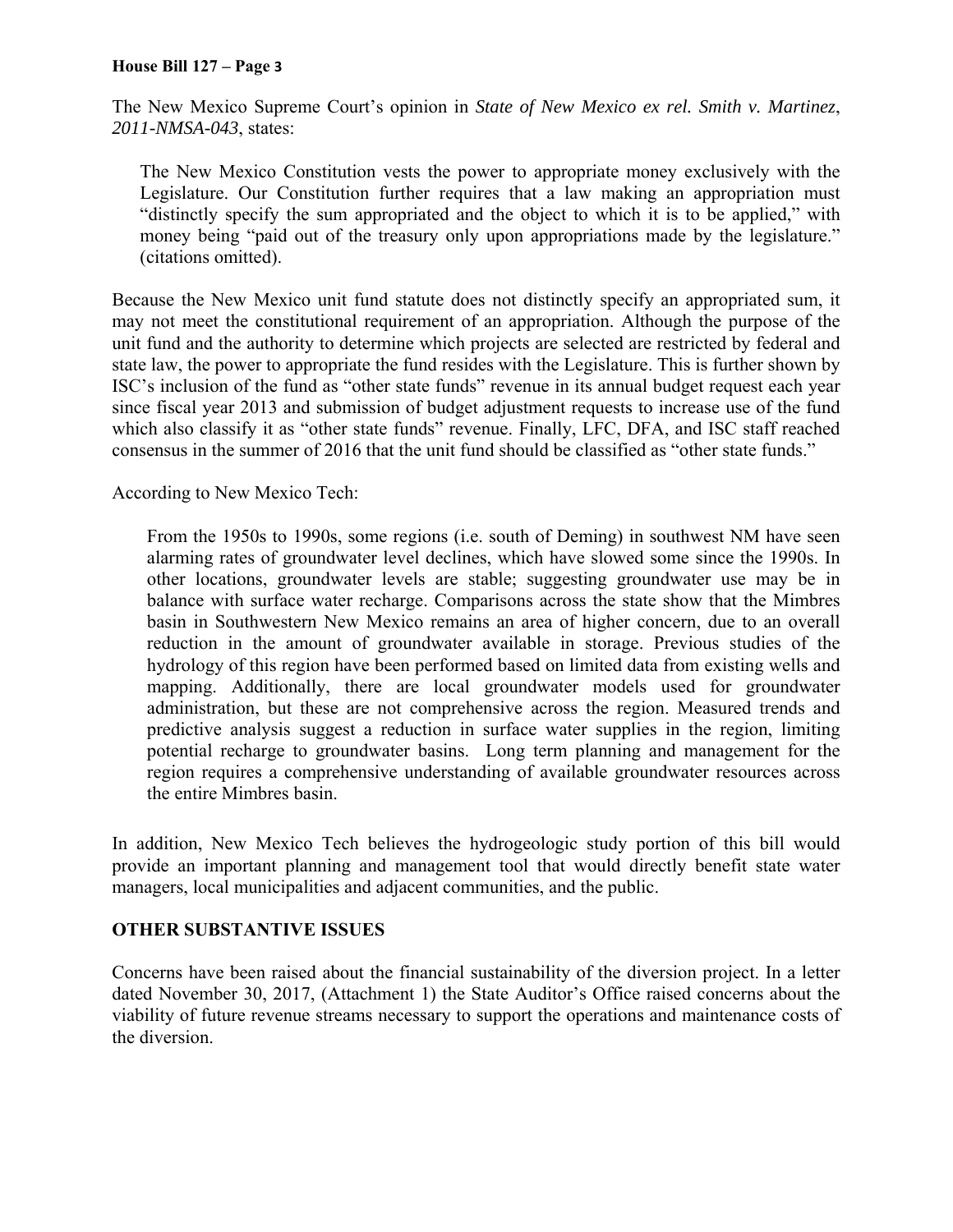The New Mexico Supreme Court's opinion in *State of New Mexico ex rel. Smith v. Martinez*, *2011-NMSA-043*, states:

> The New Mexico Constitution vests the power to appropriate money exclusively with the Legislature. Our Constitution further requires that a law making an appropriation must "distinctly specify the sum appropriated and the object to which it is to be applied," with money being "paid out of the treasury only upon appropriations made by the legislature." (citations omitted).

Because the New Mexico unit fund statute does not distinctly specify an appropriated sum, it may not meet the constitutional requirement of an appropriation. Although the purpose of the unit fund and the authority to determine which projects are selected are restricted by federal and state law, the power to appropriate the fund resides with the Legislature. This is further shown by ISC's inclusion of the fund as "other state funds" revenue in its annual budget request each year since fiscal year 2013 and submission of budget adjustment requests to increase use of the fund which also classify it as "other state funds" revenue. Finally, LFC, DFA, and ISC staff reached consensus in the summer of 2016 that the unit fund should be classified as "other state funds."

According to New Mexico Tech:

> From the 1950s to 1990s, some regions (i.e. south of Deming) in southwest NM have seen alarming rates of groundwater level declines, which have slowed some since the 1990s. In other locations, groundwater levels are stable; suggesting groundwater use may be in balance with surface water recharge. Comparisons across the state show that the Mimbres basin in Southwestern New Mexico remains an area of higher concern, due to an overall reduction in the amount of groundwater available in storage. Previous studies of the hydrology of this region have been performed based on limited data from existing wells and mapping. Additionally, there are local groundwater models used for groundwater administration, but these are not comprehensive across the region. Measured trends and predictive analysis suggest a reduction in surface water supplies in the region, limiting potential recharge to groundwater basins. Long term planning and management for the region requires a comprehensive understanding of available groundwater resources across the entire Mimbres basin.

In addition, New Mexico Tech believes the hydrogeologic study portion of this bill would provide an important planning and management tool that would directly benefit state water managers, local municipalities and adjacent communities, and the public.

## OTHER SUBSTANTIVE ISSUES

Concerns have been raised about the financial sustainability of the diversion project. In a letter dated November 30, 2017, (Attachment 1) the State Auditor's Office raised concerns about the viability of future revenue streams necessary to support the operations and maintenance costs of the diversion.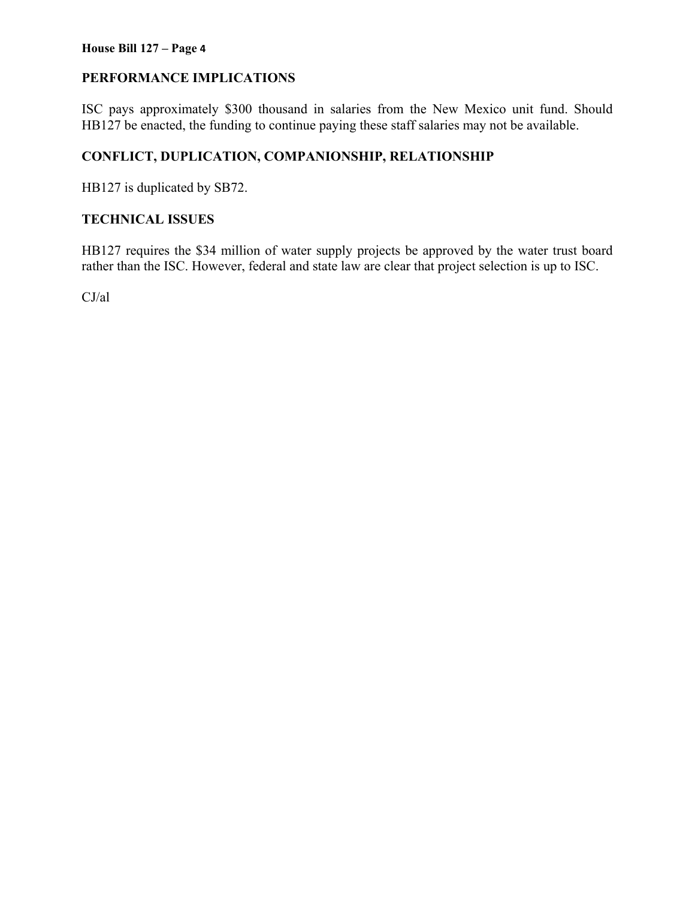## PERFORMANCE IMPLICATIONS

ISC pays approximately $300 thousand in salaries from the New Mexico unit fund. Should HB127 be enacted, the funding to continue paying these staff salaries may not be available.

## CONFLICT, DUPLICATION, COMPANIONSHIP, RELATIONSHIP

HB127 is duplicated by SB72.

## TECHNICAL ISSUES

HB127 requires the $34 million of water supply projects be approved by the water trust board rather than the ISC. However, federal and state law are clear that project selection is up to ISC.

CJ/al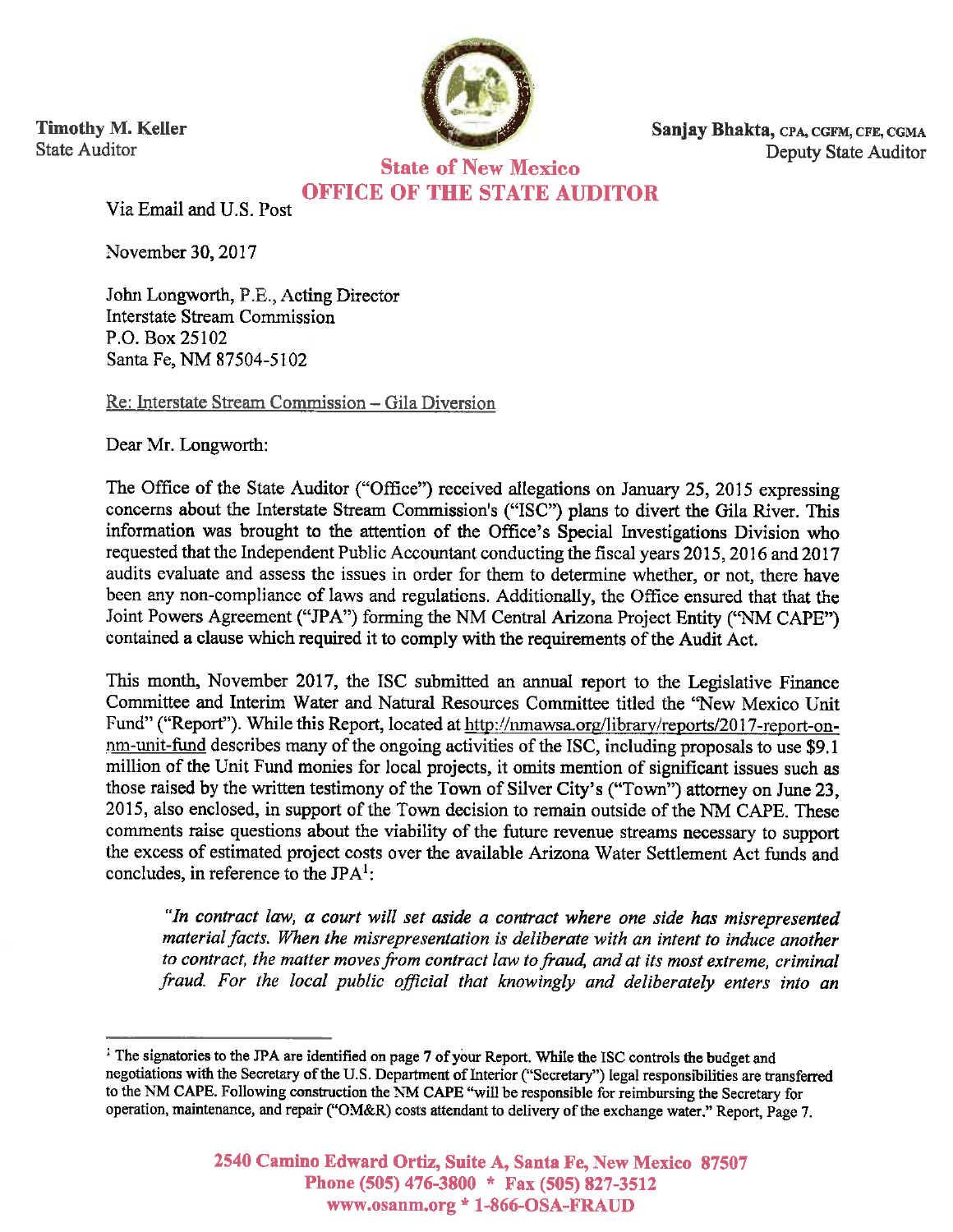**Timothy M. Keller**
State Auditor

**Sanjay Bhakta,** CPA, CGFM, CFE, CGMA
Deputy State Auditor

**State of New Mexico**
**OFFICE OF THE STATE AUDITOR**

Via Email and U.S. Post

November 30, 2017

John Longworth, P.E., Acting Director
Interstate Stream Commission
P.O. Box 25102
Santa Fe, NM 87504-5102

Re: Interstate Stream Commission – Gila Diversion

Dear Mr. Longworth:

The Office of the State Auditor ("Office") received allegations on January 25, 2015 expressing concerns about the Interstate Stream Commission's ("ISC") plans to divert the Gila River. This information was brought to the attention of the Office's Special Investigations Division who requested that the Independent Public Accountant conducting the fiscal years 2015, 2016 and 2017 audits evaluate and assess the issues in order for them to determine whether, or not, there have been any non-compliance of laws and regulations. Additionally, the Office ensured that that the Joint Powers Agreement ("JPA") forming the NM Central Arizona Project Entity ("NM CAPE") contained a clause which required it to comply with the requirements of the Audit Act.

This month, November 2017, the ISC submitted an annual report to the Legislative Finance Committee and Interim Water and Natural Resources Committee titled the "New Mexico Unit Fund" ("Report"). While this Report, located at http://nmawsa.org/library/reports/2017-report-on-nm-unit-fund describes many of the ongoing activities of the ISC, including proposals to use $9.1 million of the Unit Fund monies for local projects, it omits mention of significant issues such as those raised by the written testimony of the Town of Silver City's ("Town") attorney on June 23, 2015, also enclosed, in support of the Town decision to remain outside of the NM CAPE. These comments raise questions about the viability of the future revenue streams necessary to support the excess of estimated project costs over the available Arizona Water Settlement Act funds and concludes, in reference to the JPA[1]:

> *"In contract law, a court will set aside a contract where one side has misrepresented material facts. When the misrepresentation is deliberate with an intent to induce another to contract, the matter moves from contract law to fraud, and at its most extreme, criminal fraud. For the local public official that knowingly and deliberately enters into an*

[1] The signatories to the JPA are identified on page 7 of your Report. While the ISC controls the budget and negotiations with the Secretary of the U.S. Department of Interior ("Secretary") legal responsibilities are transferred to the NM CAPE. Following construction the NM CAPE "will be responsible for reimbursing the Secretary for operation, maintenance, and repair ("OM&R) costs attendant to delivery of the exchange water." Report, Page 7.

2540 Camino Edward Ortiz, Suite A, Santa Fe, New Mexico 87507
Phone (505) 476-3800 * Fax (505) 827-3512
www.osanm.org * 1-866-OSA-FRAUD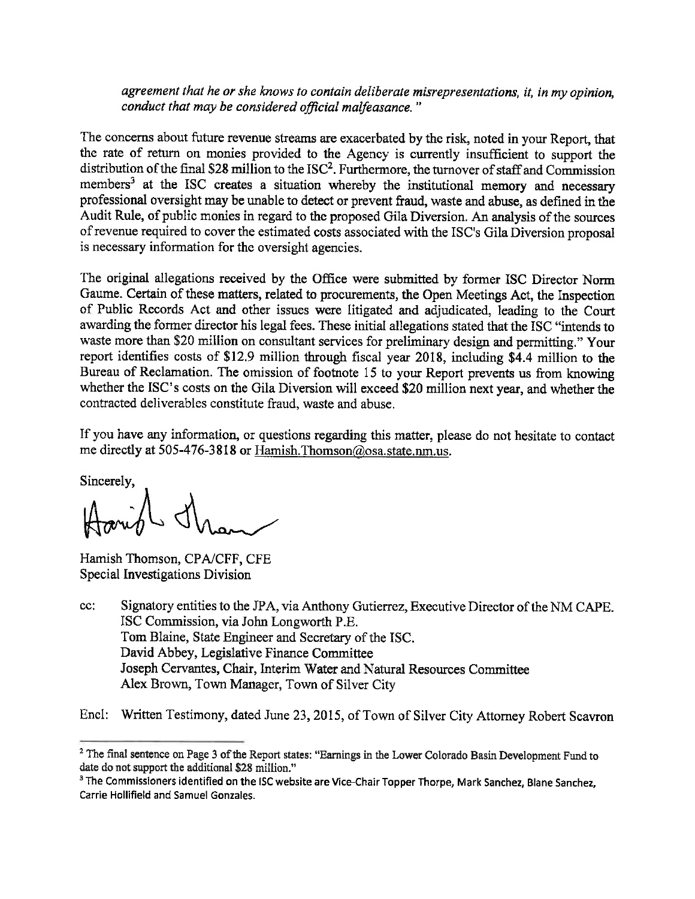*agreement that he or she knows to contain deliberate misrepresentations, it, in my opinion, conduct that may be considered official malfeasance."*

The concerns about future revenue streams are exacerbated by the risk, noted in your Report, that the rate of return on monies provided to the Agency is currently insufficient to support the distribution of the final $28 million to the ISC[2]. Furthermore, the turnover of staff and Commission members[3] at the ISC creates a situation whereby the institutional memory and necessary professional oversight may be unable to detect or prevent fraud, waste and abuse, as defined in the Audit Rule, of public monies in regard to the proposed Gila Diversion. An analysis of the sources of revenue required to cover the estimated costs associated with the ISC's Gila Diversion proposal is necessary information for the oversight agencies.

The original allegations received by the Office were submitted by former ISC Director Norm Gaume. Certain of these matters, related to procurements, the Open Meetings Act, the Inspection of Public Records Act and other issues were litigated and adjudicated, leading to the Court awarding the former director his legal fees. These initial allegations stated that the ISC "intends to waste more than $20 million on consultant services for preliminary design and permitting." Your report identifies costs of $12.9 million through fiscal year 2018, including $4.4 million to the Bureau of Reclamation. The omission of footnote 15 to your Report prevents us from knowing whether the ISC's costs on the Gila Diversion will exceed $20 million next year, and whether the contracted deliverables constitute fraud, waste and abuse.

If you have any information, or questions regarding this matter, please do not hesitate to contact me directly at 505-476-3818 or Hamish.Thomson@osa.state.nm.us.

Sincerely,

Hamish Thomson, CPA/CFF, CFE
Special Investigations Division

cc: Signatory entities to the JPA, via Anthony Gutierrez, Executive Director of the NM CAPE.
ISC Commission, via John Longworth P.E.
Tom Blaine, State Engineer and Secretary of the ISC.
David Abbey, Legislative Finance Committee
Joseph Cervantes, Chair, Interim Water and Natural Resources Committee
Alex Brown, Town Manager, Town of Silver City

Encl: Written Testimony, dated June 23, 2015, of Town of Silver City Attorney Robert Scavron

---

[2] The final sentence on Page 3 of the Report states: "Earnings in the Lower Colorado Basin Development Fund to date do not support the additional $28 million."

[3] The Commissioners identified on the ISC website are Vice-Chair Topper Thorpe, Mark Sanchez, Blane Sanchez, Carrie Hollifield and Samuel Gonzales.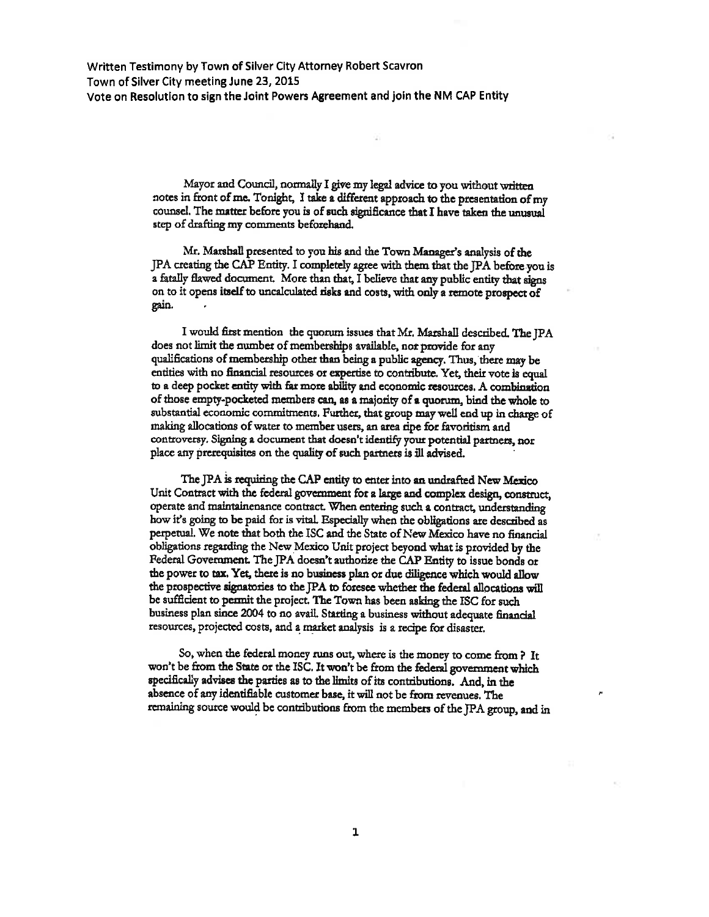Written Testimony by Town of Silver City Attorney Robert Scavron
Town of Silver City meeting June 23, 2015
Vote on Resolution to sign the Joint Powers Agreement and join the NM CAP Entity

Mayor and Council, normally I give my legal advice to you without written notes in front of me. Tonight, I take a different approach to the presentation of my counsel. The matter before you is of such significance that I have taken the unusual step of drafting my comments beforehand.

Mr. Marshall presented to you his and the Town Manager's analysis of the JPA creating the CAP Entity. I completely agree with them that the JPA before you is a fatally flawed document. More than that, I believe that any public entity that signs on to it opens itself to uncalculated risks and costs, with only a remote prospect of gain.

I would first mention the quorum issues that Mr. Marshall described. The JPA does not limit the number of memberships available, nor provide for any qualifications of membership other than being a public agency. Thus, there may be entities with no financial resources or expertise to contribute. Yet, their vote is equal to a deep pocket entity with far more ability and economic resources. A combination of those empty-pocketed members can, as a majority of a quorum, bind the whole to substantial economic commitments. Further, that group may well end up in charge of making allocations of water to member users, an area ripe for favoritism and controversy. Signing a document that doesn't identify your potential partners, nor place any prerequisites on the quality of such partners is ill advised.

The JPA is requiring the CAP entity to enter into an undrafted New Mexico Unit Contract with the federal government for a large and complex design, construct, operate and maintainenance contract. When entering such a contract, understanding how it's going to be paid for is vital. Especially when the obligations are described as perpetual. We note that both the ISC and the State of New Mexico have no financial obligations regarding the New Mexico Unit project beyond what is provided by the Federal Government. The JPA doesn't authorize the CAP Entity to issue bonds or the power to tax. Yet, there is no business plan or due diligence which would allow the prospective signatories to the JPA to foresee whether the federal allocations will be sufficient to permit the project. The Town has been asking the ISC for such business plan since 2004 to no avail. Starting a business without adequate financial resources, projected costs, and a market analysis is a recipe for disaster.

So, when the federal money runs out, where is the money to come from ? It won't be from the State or the ISC. It won't be from the federal government which specifically advises the parties as to the limits of its contributions. And, in the absence of any identifiable customer base, it will not be from revenues. The remaining source would be contributions from the members of the JPA group, and in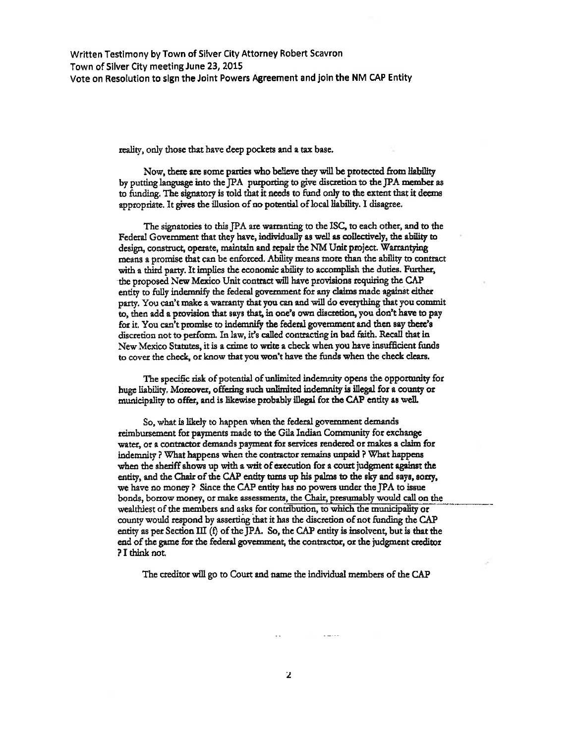reality, only those that have deep pockets and a tax base.

Now, there are some parties who believe they will be protected from liability by putting language into the JPA purporting to give discretion to the JPA member as to funding. The signatory is told that it needs to fund only to the extent that it deems appropriate. It gives the illusion of no potential of local liability. I disagree.

The signatories to this JPA are warranting to the ISC, to each other, and to the Federal Government that they have, individually as well as collectively, the ability to design, construct, operate, maintain and repair the NM Unit project. Warrantying means a promise that can be enforced. Ability means more than the ability to contract with a third party. It implies the economic ability to accomplish the duties. Further, the proposed New Mexico Unit contract will have provisions requiring the CAP entity to fully indemnify the federal government for any claims made against either party. You can't make a warranty that you can and will do everything that you commit to, then add a provision that says that, in one's own discretion, you don't have to pay for it. You can't promise to indemnify the federal government and then say there's discretion not to perform. In law, it's called contracting in bad faith. Recall that in New Mexico Statutes, it is a crime to write a check when you have insufficient funds to cover the check, or know that you won't have the funds when the check clears.

The specific risk of potential of unlimited indemnity opens the opportunity for huge liability. Moreover, offering such unlimited indemnity is illegal for a county or municipality to offer, and is likewise probably illegal for the CAP entity as well.

So, what is likely to happen when the federal government demands reimbursement for payments made to the Gila Indian Community for exchange water, or a contractor demands payment for services rendered or makes a claim for indemnity ? What happens when the contractor remains unpaid ? What happens when the sheriff shows up with a writ of execution for a court judgment against the entity, and the Chair of the CAP entity turns up his palms to the sky and says, sorry, we have no money ? Since the CAP entity has no powers under the JPA to issue bonds, borrow money, or make assessments, the Chair, presumably would call on the wealthiest of the members and asks for contribution, to which the municipality or county would respond by asserting that it has the discretion of not funding the CAP entity as per Section III (f) of the JPA. So, the CAP entity is insolvent, but is that the end of the game for the federal government, the contractor, or the judgment creditor ? I think not.

The creditor will go to Court and name the individual members of the CAP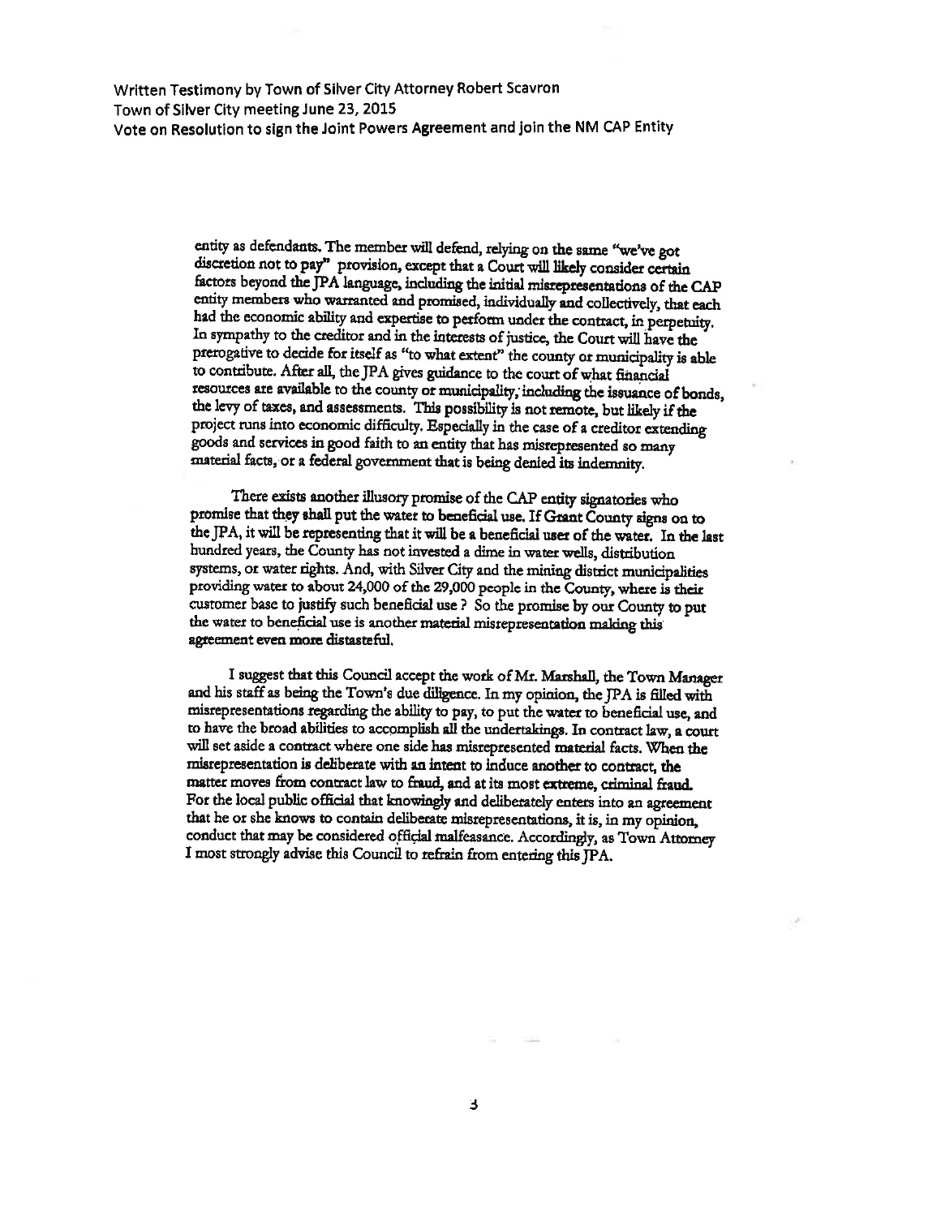entity as defendants. The member will defend, relying on the same "we've got discretion not to pay" provision, except that a Court will likely consider certain factors beyond the JPA language, including the initial misrepresentations of the CAP entity members who warranted and promised, individually and collectively, that each had the economic ability and expertise to perform under the contract, in perpetuity. In sympathy to the creditor and in the interests of justice, the Court will have the prerogative to decide for itself as "to what extent" the county or municipality is able to contribute. After all, the JPA gives guidance to the court of what financial resources are available to the county or municipality, including the issuance of bonds, the levy of taxes, and assessments. This possibility is not remote, but likely if the project runs into economic difficulty. Especially in the case of a creditor extending goods and services in good faith to an entity that has misrepresented so many material facts, or a federal government that is being denied its indemnity.

There exists another illusory promise of the CAP entity signatories who promise that they shall put the water to beneficial use. If Grant County signs on to the JPA, it will be representing that it will be a beneficial user of the water. In the last hundred years, the County has not invested a dime in water wells, distribution systems, or water rights. And, with Silver City and the mining district municipalities providing water to about 24,000 of the 29,000 people in the County, where is their customer base to justify such beneficial use ? So the promise by our County to put the water to beneficial use is another material misrepresentation making this agreement even more distasteful.

I suggest that this Council accept the work of Mr. Marshall, the Town Manager and his staff as being the Town's due diligence. In my opinion, the JPA is filled with misrepresentations regarding the ability to pay, to put the water to beneficial use, and to have the broad abilities to accomplish all the undertakings. In contract law, a court will set aside a contract where one side has misrepresented material facts. When the misrepresentation is deliberate with an intent to induce another to contract, the matter moves from contract law to fraud, and at its most extreme, criminal fraud. For the local public official that knowingly and deliberately enters into an agreement that he or she knows to contain deliberate misrepresentations, it is, in my opinion, conduct that may be considered official malfeasance. Accordingly, as Town Attorney I most strongly advise this Council to refrain from entering this JPA.